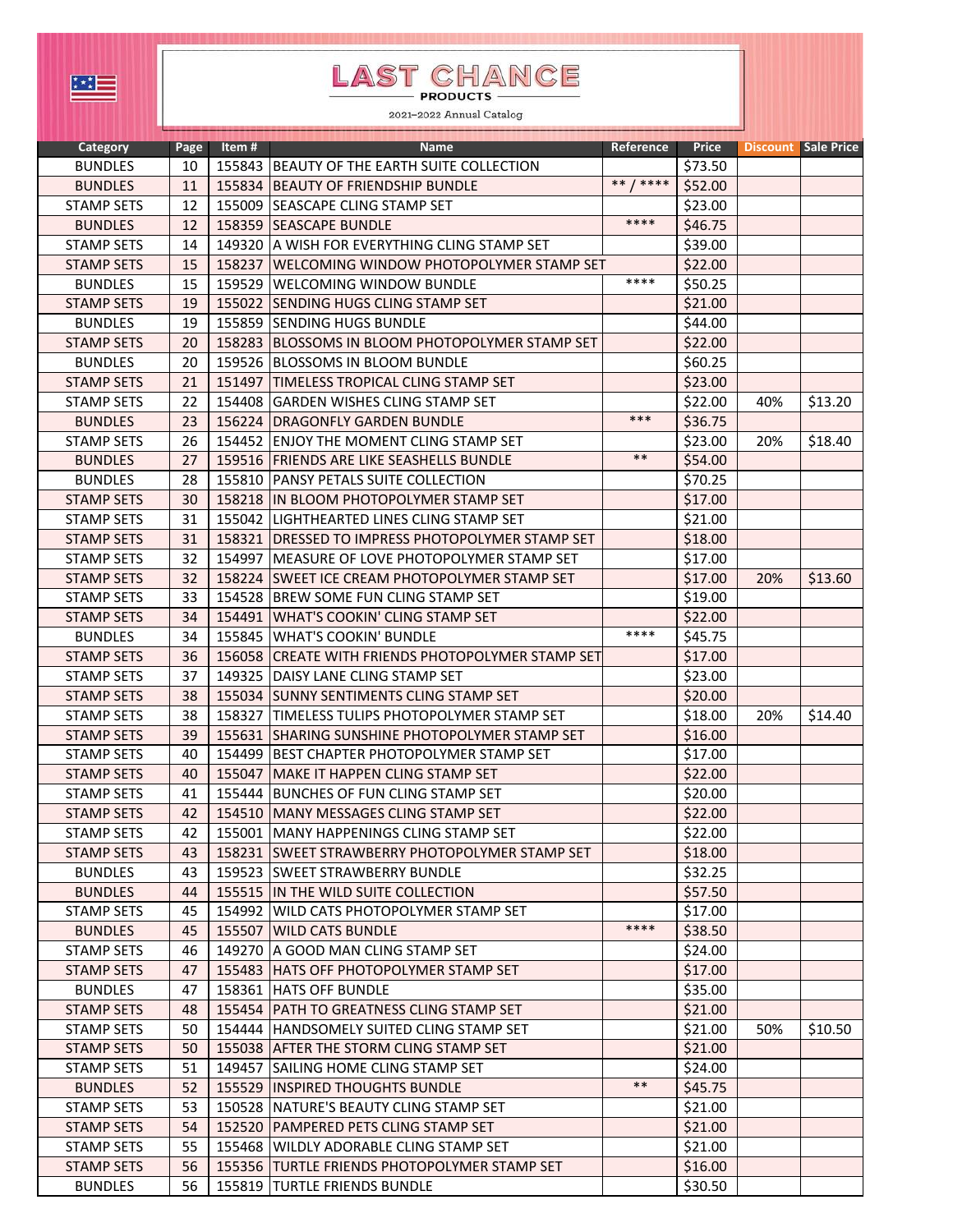# LAST CHANCE PRODUCTS

2021–2022 Annual Catalog

| Category | Page | Item # | Name | Reference | Price | Discount | Sale Price |
|---|---|---|---|---|---|---|---|
| BUNDLES | 10 | 155843 | BEAUTY OF THE EARTH SUITE COLLECTION | | $73.50 | | |
| BUNDLES | 11 | 155834 | BEAUTY OF FRIENDSHIP BUNDLE | ** / **** | $52.00 | | |
| STAMP SETS | 12 | 155009 | SEASCAPE CLING STAMP SET | | $23.00 | | |
| BUNDLES | 12 | 158359 | SEASCAPE BUNDLE | **** | $46.75 | | |
| STAMP SETS | 14 | 149320 | A WISH FOR EVERYTHING CLING STAMP SET | | $39.00 | | |
| STAMP SETS | 15 | 158237 | WELCOMING WINDOW PHOTOPOLYMER STAMP SET | | $22.00 | | |
| BUNDLES | 15 | 159529 | WELCOMING WINDOW BUNDLE | **** | $50.25 | | |
| STAMP SETS | 19 | 155022 | SENDING HUGS CLING STAMP SET | | $21.00 | | |
| BUNDLES | 19 | 155859 | SENDING HUGS BUNDLE | | $44.00 | | |
| STAMP SETS | 20 | 158283 | BLOSSOMS IN BLOOM PHOTOPOLYMER STAMP SET | | $22.00 | | |
| BUNDLES | 20 | 159526 | BLOSSOMS IN BLOOM BUNDLE | | $60.25 | | |
| STAMP SETS | 21 | 151497 | TIMELESS TROPICAL CLING STAMP SET | | $23.00 | | |
| STAMP SETS | 22 | 154408 | GARDEN WISHES CLING STAMP SET | | $22.00 | 40% | $13.20 |
| BUNDLES | 23 | 156224 | DRAGONFLY GARDEN BUNDLE | *** | $36.75 | | |
| STAMP SETS | 26 | 154452 | ENJOY THE MOMENT CLING STAMP SET | | $23.00 | 20% | $18.40 |
| BUNDLES | 27 | 159516 | FRIENDS ARE LIKE SEASHELLS BUNDLE | ** | $54.00 | | |
| BUNDLES | 28 | 155810 | PANSY PETALS SUITE COLLECTION | | $70.25 | | |
| STAMP SETS | 30 | 158218 | IN BLOOM PHOTOPOLYMER STAMP SET | | $17.00 | | |
| STAMP SETS | 31 | 155042 | LIGHTHEARTED LINES CLING STAMP SET | | $21.00 | | |
| STAMP SETS | 31 | 158321 | DRESSED TO IMPRESS PHOTOPOLYMER STAMP SET | | $18.00 | | |
| STAMP SETS | 32 | 154997 | MEASURE OF LOVE PHOTOPOLYMER STAMP SET | | $17.00 | | |
| STAMP SETS | 32 | 158224 | SWEET ICE CREAM PHOTOPOLYMER STAMP SET | | $17.00 | 20% | $13.60 |
| STAMP SETS | 33 | 154528 | BREW SOME FUN CLING STAMP SET | | $19.00 | | |
| STAMP SETS | 34 | 154491 | WHAT'S COOKIN' CLING STAMP SET | | $22.00 | | |
| BUNDLES | 34 | 155845 | WHAT'S COOKIN' BUNDLE | **** | $45.75 | | |
| STAMP SETS | 36 | 156058 | CREATE WITH FRIENDS PHOTOPOLYMER STAMP SET | | $17.00 | | |
| STAMP SETS | 37 | 149325 | DAISY LANE CLING STAMP SET | | $23.00 | | |
| STAMP SETS | 38 | 155034 | SUNNY SENTIMENTS CLING STAMP SET | | $20.00 | | |
| STAMP SETS | 38 | 158327 | TIMELESS TULIPS PHOTOPOLYMER STAMP SET | | $18.00 | 20% | $14.40 |
| STAMP SETS | 39 | 155631 | SHARING SUNSHINE PHOTOPOLYMER STAMP SET | | $16.00 | | |
| STAMP SETS | 40 | 154499 | BEST CHAPTER PHOTOPOLYMER STAMP SET | | $17.00 | | |
| STAMP SETS | 40 | 155047 | MAKE IT HAPPEN CLING STAMP SET | | $22.00 | | |
| STAMP SETS | 41 | 155444 | BUNCHES OF FUN CLING STAMP SET | | $20.00 | | |
| STAMP SETS | 42 | 154510 | MANY MESSAGES CLING STAMP SET | | $22.00 | | |
| STAMP SETS | 42 | 155001 | MANY HAPPENINGS CLING STAMP SET | | $22.00 | | |
| STAMP SETS | 43 | 158231 | SWEET STRAWBERRY PHOTOPOLYMER STAMP SET | | $18.00 | | |
| BUNDLES | 43 | 159523 | SWEET STRAWBERRY BUNDLE | | $32.25 | | |
| BUNDLES | 44 | 155515 | IN THE WILD SUITE COLLECTION | | $57.50 | | |
| STAMP SETS | 45 | 154992 | WILD CATS PHOTOPOLYMER STAMP SET | | $17.00 | | |
| BUNDLES | 45 | 155507 | WILD CATS BUNDLE | **** | $38.50 | | |
| STAMP SETS | 46 | 149270 | A GOOD MAN CLING STAMP SET | | $24.00 | | |
| STAMP SETS | 47 | 155483 | HATS OFF PHOTOPOLYMER STAMP SET | | $17.00 | | |
| BUNDLES | 47 | 158361 | HATS OFF BUNDLE | | $35.00 | | |
| STAMP SETS | 48 | 155454 | PATH TO GREATNESS CLING STAMP SET | | $21.00 | | |
| STAMP SETS | 50 | 154444 | HANDSOMELY SUITED CLING STAMP SET | | $21.00 | 50% | $10.50 |
| STAMP SETS | 50 | 155038 | AFTER THE STORM CLING STAMP SET | | $21.00 | | |
| STAMP SETS | 51 | 149457 | SAILING HOME CLING STAMP SET | | $24.00 | | |
| BUNDLES | 52 | 155529 | INSPIRED THOUGHTS BUNDLE | ** | $45.75 | | |
| STAMP SETS | 53 | 150528 | NATURE'S BEAUTY CLING STAMP SET | | $21.00 | | |
| STAMP SETS | 54 | 152520 | PAMPERED PETS CLING STAMP SET | | $21.00 | | |
| STAMP SETS | 55 | 155468 | WILDLY ADORABLE CLING STAMP SET | | $21.00 | | |
| STAMP SETS | 56 | 155356 | TURTLE FRIENDS PHOTOPOLYMER STAMP SET | | $16.00 | | |
| BUNDLES | 56 | 155819 | TURTLE FRIENDS BUNDLE | | $30.50 | | |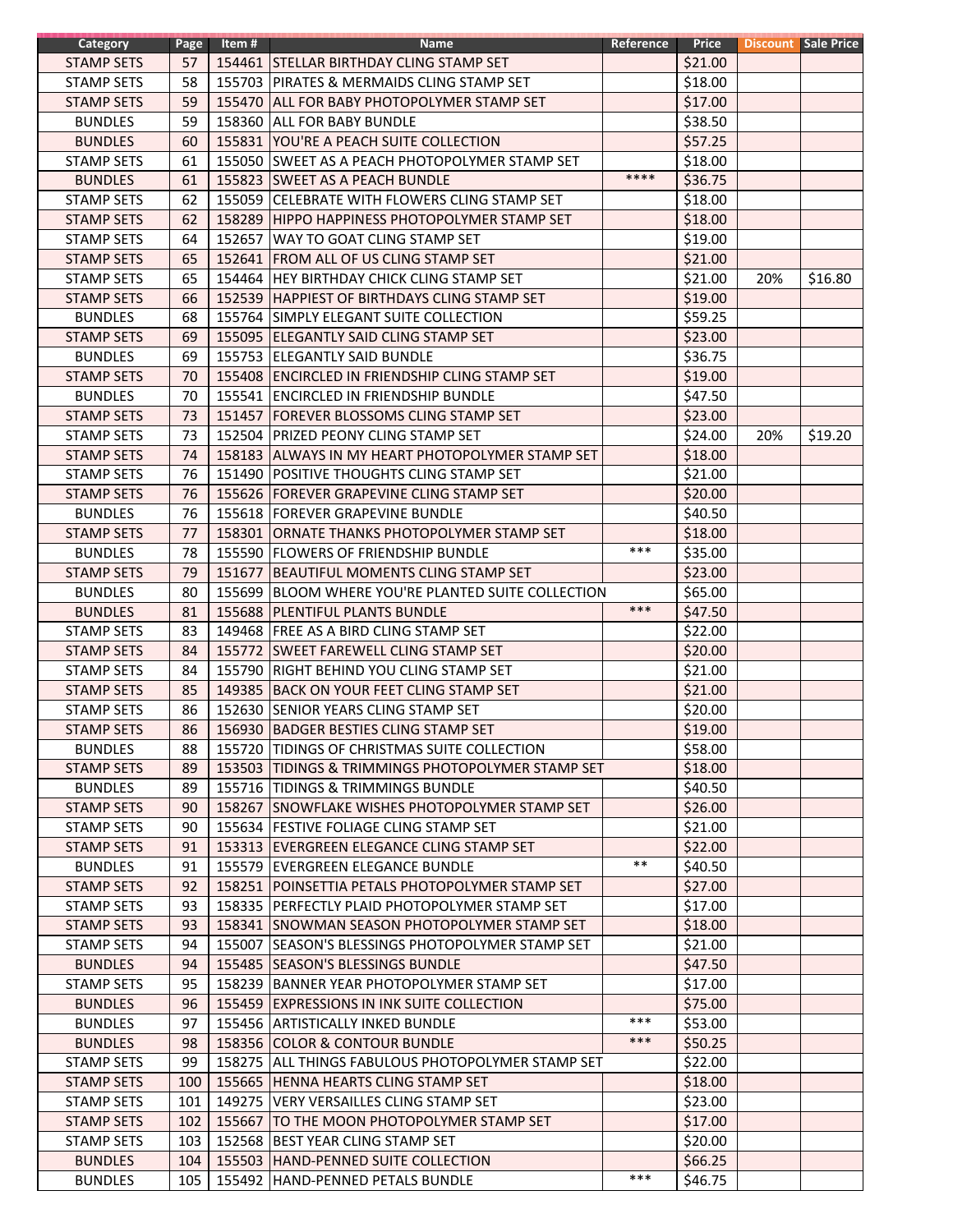| Category | Page | Item # | Name | Reference | Price | Discount | Sale Price |
|---|---|---|---|---|---|---|---|
| STAMP SETS | 57 | 154461 | STELLAR BIRTHDAY CLING STAMP SET | | $21.00 | | |
| STAMP SETS | 58 | 155703 | PIRATES & MERMAIDS CLING STAMP SET | | $18.00 | | |
| STAMP SETS | 59 | 155470 | ALL FOR BABY PHOTOPOLYMER STAMP SET | | $17.00 | | |
| BUNDLES | 59 | 158360 | ALL FOR BABY BUNDLE | | $38.50 | | |
| BUNDLES | 60 | 155831 | YOU'RE A PEACH SUITE COLLECTION | | $57.25 | | |
| STAMP SETS | 61 | 155050 | SWEET AS A PEACH PHOTOPOLYMER STAMP SET | | $18.00 | | |
| BUNDLES | 61 | 155823 | SWEET AS A PEACH BUNDLE | **** | $36.75 | | |
| STAMP SETS | 62 | 155059 | CELEBRATE WITH FLOWERS CLING STAMP SET | | $18.00 | | |
| STAMP SETS | 62 | 158289 | HIPPO HAPPINESS PHOTOPOLYMER STAMP SET | | $18.00 | | |
| STAMP SETS | 64 | 152657 | WAY TO GOAT CLING STAMP SET | | $19.00 | | |
| STAMP SETS | 65 | 152641 | FROM ALL OF US CLING STAMP SET | | $21.00 | | |
| STAMP SETS | 65 | 154464 | HEY BIRTHDAY CHICK CLING STAMP SET | | $21.00 | 20% | $16.80 |
| STAMP SETS | 66 | 152539 | HAPPIEST OF BIRTHDAYS CLING STAMP SET | | $19.00 | | |
| BUNDLES | 68 | 155764 | SIMPLY ELEGANT SUITE COLLECTION | | $59.25 | | |
| STAMP SETS | 69 | 155095 | ELEGANTLY SAID CLING STAMP SET | | $23.00 | | |
| BUNDLES | 69 | 155753 | ELEGANTLY SAID BUNDLE | | $36.75 | | |
| STAMP SETS | 70 | 155408 | ENCIRCLED IN FRIENDSHIP CLING STAMP SET | | $19.00 | | |
| BUNDLES | 70 | 155541 | ENCIRCLED IN FRIENDSHIP BUNDLE | | $47.50 | | |
| STAMP SETS | 73 | 151457 | FOREVER BLOSSOMS CLING STAMP SET | | $23.00 | | |
| STAMP SETS | 73 | 152504 | PRIZED PEONY CLING STAMP SET | | $24.00 | 20% | $19.20 |
| STAMP SETS | 74 | 158183 | ALWAYS IN MY HEART PHOTOPOLYMER STAMP SET | | $18.00 | | |
| STAMP SETS | 76 | 151490 | POSITIVE THOUGHTS CLING STAMP SET | | $21.00 | | |
| STAMP SETS | 76 | 155626 | FOREVER GRAPEVINE CLING STAMP SET | | $20.00 | | |
| BUNDLES | 76 | 155618 | FOREVER GRAPEVINE BUNDLE | | $40.50 | | |
| STAMP SETS | 77 | 158301 | ORNATE THANKS PHOTOPOLYMER STAMP SET | | $18.00 | | |
| BUNDLES | 78 | 155590 | FLOWERS OF FRIENDSHIP BUNDLE | *** | $35.00 | | |
| STAMP SETS | 79 | 151677 | BEAUTIFUL MOMENTS CLING STAMP SET | | $23.00 | | |
| BUNDLES | 80 | 155699 | BLOOM WHERE YOU'RE PLANTED SUITE COLLECTION | | $65.00 | | |
| BUNDLES | 81 | 155688 | PLENTIFUL PLANTS BUNDLE | *** | $47.50 | | |
| STAMP SETS | 83 | 149468 | FREE AS A BIRD CLING STAMP SET | | $22.00 | | |
| STAMP SETS | 84 | 155772 | SWEET FAREWELL CLING STAMP SET | | $20.00 | | |
| STAMP SETS | 84 | 155790 | RIGHT BEHIND YOU CLING STAMP SET | | $21.00 | | |
| STAMP SETS | 85 | 149385 | BACK ON YOUR FEET CLING STAMP SET | | $21.00 | | |
| STAMP SETS | 86 | 152630 | SENIOR YEARS CLING STAMP SET | | $20.00 | | |
| STAMP SETS | 86 | 156930 | BADGER BESTIES CLING STAMP SET | | $19.00 | | |
| BUNDLES | 88 | 155720 | TIDINGS OF CHRISTMAS SUITE COLLECTION | | $58.00 | | |
| STAMP SETS | 89 | 153503 | TIDINGS & TRIMMINGS PHOTOPOLYMER STAMP SET | | $18.00 | | |
| BUNDLES | 89 | 155716 | TIDINGS & TRIMMINGS BUNDLE | | $40.50 | | |
| STAMP SETS | 90 | 158267 | SNOWFLAKE WISHES PHOTOPOLYMER STAMP SET | | $26.00 | | |
| STAMP SETS | 90 | 155634 | FESTIVE FOLIAGE CLING STAMP SET | | $21.00 | | |
| STAMP SETS | 91 | 153313 | EVERGREEN ELEGANCE CLING STAMP SET | | $22.00 | | |
| BUNDLES | 91 | 155579 | EVERGREEN ELEGANCE BUNDLE | ** | $40.50 | | |
| STAMP SETS | 92 | 158251 | POINSETTIA PETALS PHOTOPOLYMER STAMP SET | | $27.00 | | |
| STAMP SETS | 93 | 158335 | PERFECTLY PLAID PHOTOPOLYMER STAMP SET | | $17.00 | | |
| STAMP SETS | 93 | 158341 | SNOWMAN SEASON PHOTOPOLYMER STAMP SET | | $18.00 | | |
| STAMP SETS | 94 | 155007 | SEASON'S BLESSINGS PHOTOPOLYMER STAMP SET | | $21.00 | | |
| BUNDLES | 94 | 155485 | SEASON'S BLESSINGS BUNDLE | | $47.50 | | |
| STAMP SETS | 95 | 158239 | BANNER YEAR PHOTOPOLYMER STAMP SET | | $17.00 | | |
| BUNDLES | 96 | 155459 | EXPRESSIONS IN INK SUITE COLLECTION | | $75.00 | | |
| BUNDLES | 97 | 155456 | ARTISTICALLY INKED BUNDLE | *** | $53.00 | | |
| BUNDLES | 98 | 158356 | COLOR & CONTOUR BUNDLE | *** | $50.25 | | |
| STAMP SETS | 99 | 158275 | ALL THINGS FABULOUS PHOTOPOLYMER STAMP SET | | $22.00 | | |
| STAMP SETS | 100 | 155665 | HENNA HEARTS CLING STAMP SET | | $18.00 | | |
| STAMP SETS | 101 | 149275 | VERY VERSAILLES CLING STAMP SET | | $23.00 | | |
| STAMP SETS | 102 | 155667 | TO THE MOON PHOTOPOLYMER STAMP SET | | $17.00 | | |
| STAMP SETS | 103 | 152568 | BEST YEAR CLING STAMP SET | | $20.00 | | |
| BUNDLES | 104 | 155503 | HAND-PENNED SUITE COLLECTION | | $66.25 | | |
| BUNDLES | 105 | 155492 | HAND-PENNED PETALS BUNDLE | *** | $46.75 | | |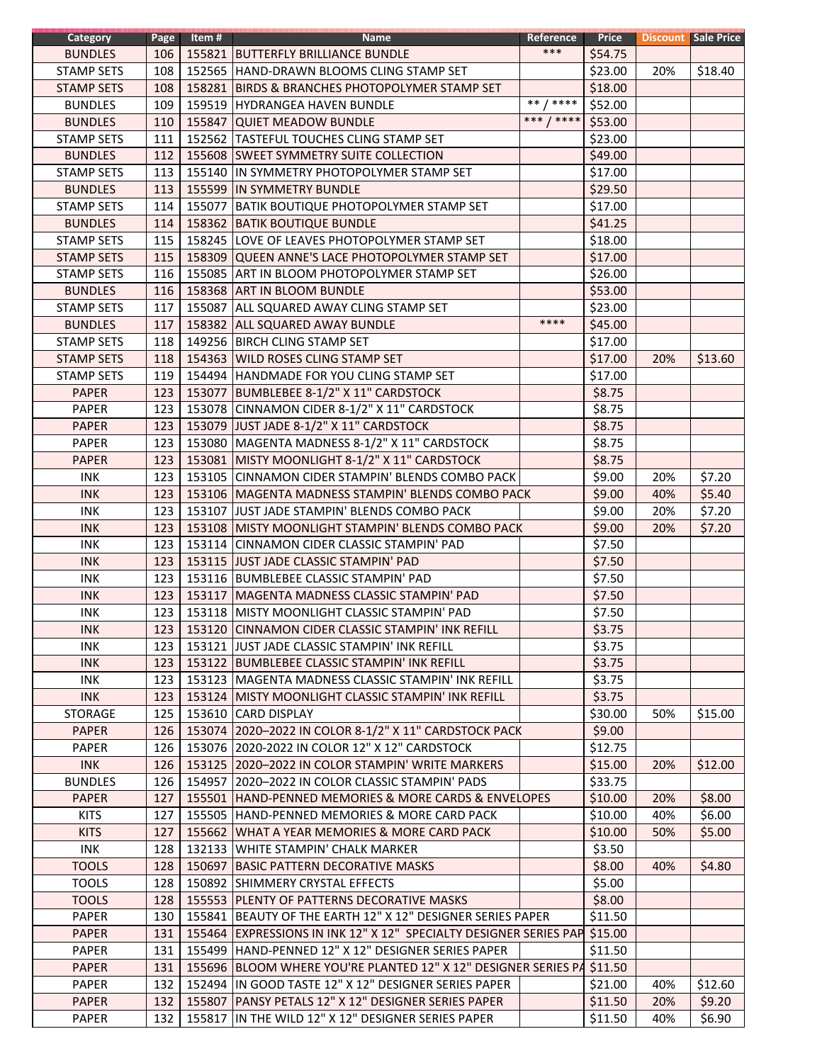| Category | Page | Item # | Name | Reference | Price | Discount | Sale Price |
|---|---|---|---|---|---|---|---|
| BUNDLES | 106 | 155821 | BUTTERFLY BRILLIANCE BUNDLE | *** | $54.75 | | |
| STAMP SETS | 108 | 152565 | HAND-DRAWN BLOOMS CLING STAMP SET | | $23.00 | 20% | $18.40 |
| STAMP SETS | 108 | 158281 | BIRDS & BRANCHES PHOTOPOLYMER STAMP SET | | $18.00 | | |
| BUNDLES | 109 | 159519 | HYDRANGEA HAVEN BUNDLE | ** / **** | $52.00 | | |
| BUNDLES | 110 | 155847 | QUIET MEADOW BUNDLE | *** / **** | $53.00 | | |
| STAMP SETS | 111 | 152562 | TASTEFUL TOUCHES CLING STAMP SET | | $23.00 | | |
| BUNDLES | 112 | 155608 | SWEET SYMMETRY SUITE COLLECTION | | $49.00 | | |
| STAMP SETS | 113 | 155140 | IN SYMMETRY PHOTOPOLYMER STAMP SET | | $17.00 | | |
| BUNDLES | 113 | 155599 | IN SYMMETRY BUNDLE | | $29.50 | | |
| STAMP SETS | 114 | 155077 | BATIK BOUTIQUE PHOTOPOLYMER STAMP SET | | $17.00 | | |
| BUNDLES | 114 | 158362 | BATIK BOUTIQUE BUNDLE | | $41.25 | | |
| STAMP SETS | 115 | 158245 | LOVE OF LEAVES PHOTOPOLYMER STAMP SET | | $18.00 | | |
| STAMP SETS | 115 | 158309 | QUEEN ANNE'S LACE PHOTOPOLYMER STAMP SET | | $17.00 | | |
| STAMP SETS | 116 | 155085 | ART IN BLOOM PHOTOPOLYMER STAMP SET | | $26.00 | | |
| BUNDLES | 116 | 158368 | ART IN BLOOM BUNDLE | | $53.00 | | |
| STAMP SETS | 117 | 155087 | ALL SQUARED AWAY CLING STAMP SET | | $23.00 | | |
| BUNDLES | 117 | 158382 | ALL SQUARED AWAY BUNDLE | **** | $45.00 | | |
| STAMP SETS | 118 | 149256 | BIRCH CLING STAMP SET | | $17.00 | | |
| STAMP SETS | 118 | 154363 | WILD ROSES CLING STAMP SET | | $17.00 | 20% | $13.60 |
| STAMP SETS | 119 | 154494 | HANDMADE FOR YOU CLING STAMP SET | | $17.00 | | |
| PAPER | 123 | 153077 | BUMBLEBEE 8-1/2" X 11" CARDSTOCK | | $8.75 | | |
| PAPER | 123 | 153078 | CINNAMON CIDER 8-1/2" X 11" CARDSTOCK | | $8.75 | | |
| PAPER | 123 | 153079 | JUST JADE 8-1/2" X 11" CARDSTOCK | | $8.75 | | |
| PAPER | 123 | 153080 | MAGENTA MADNESS 8-1/2" X 11" CARDSTOCK | | $8.75 | | |
| PAPER | 123 | 153081 | MISTY MOONLIGHT 8-1/2" X 11" CARDSTOCK | | $8.75 | | |
| INK | 123 | 153105 | CINNAMON CIDER STAMPIN' BLENDS COMBO PACK | | $9.00 | 20% | $7.20 |
| INK | 123 | 153106 | MAGENTA MADNESS STAMPIN' BLENDS COMBO PACK | | $9.00 | 40% | $5.40 |
| INK | 123 | 153107 | JUST JADE STAMPIN' BLENDS COMBO PACK | | $9.00 | 20% | $7.20 |
| INK | 123 | 153108 | MISTY MOONLIGHT STAMPIN' BLENDS COMBO PACK | | $9.00 | 20% | $7.20 |
| INK | 123 | 153114 | CINNAMON CIDER CLASSIC STAMPIN' PAD | | $7.50 | | |
| INK | 123 | 153115 | JUST JADE CLASSIC STAMPIN' PAD | | $7.50 | | |
| INK | 123 | 153116 | BUMBLEBEE CLASSIC STAMPIN' PAD | | $7.50 | | |
| INK | 123 | 153117 | MAGENTA MADNESS CLASSIC STAMPIN' PAD | | $7.50 | | |
| INK | 123 | 153118 | MISTY MOONLIGHT CLASSIC STAMPIN' PAD | | $7.50 | | |
| INK | 123 | 153120 | CINNAMON CIDER CLASSIC STAMPIN' INK REFILL | | $3.75 | | |
| INK | 123 | 153121 | JUST JADE CLASSIC STAMPIN' INK REFILL | | $3.75 | | |
| INK | 123 | 153122 | BUMBLEBEE CLASSIC STAMPIN' INK REFILL | | $3.75 | | |
| INK | 123 | 153123 | MAGENTA MADNESS CLASSIC STAMPIN' INK REFILL | | $3.75 | | |
| INK | 123 | 153124 | MISTY MOONLIGHT CLASSIC STAMPIN' INK REFILL | | $3.75 | | |
| STORAGE | 125 | 153610 | CARD DISPLAY | | $30.00 | 50% | $15.00 |
| PAPER | 126 | 153074 | 2020–2022 IN COLOR 8-1/2" X 11" CARDSTOCK PACK | | $9.00 | | |
| PAPER | 126 | 153076 | 2020-2022 IN COLOR 12" X 12" CARDSTOCK | | $12.75 | | |
| INK | 126 | 153125 | 2020–2022 IN COLOR STAMPIN' WRITE MARKERS | | $15.00 | 20% | $12.00 |
| BUNDLES | 126 | 154957 | 2020–2022 IN COLOR CLASSIC STAMPIN' PADS | | $33.75 | | |
| PAPER | 127 | 155501 | HAND-PENNED MEMORIES & MORE CARDS & ENVELOPES | | $10.00 | 20% | $8.00 |
| KITS | 127 | 155505 | HAND-PENNED MEMORIES & MORE CARD PACK | | $10.00 | 40% | $6.00 |
| KITS | 127 | 155662 | WHAT A YEAR MEMORIES & MORE CARD PACK | | $10.00 | 50% | $5.00 |
| INK | 128 | 132133 | WHITE STAMPIN' CHALK MARKER | | $3.50 | | |
| TOOLS | 128 | 150697 | BASIC PATTERN DECORATIVE MASKS | | $8.00 | 40% | $4.80 |
| TOOLS | 128 | 150892 | SHIMMERY CRYSTAL EFFECTS | | $5.00 | | |
| TOOLS | 128 | 155553 | PLENTY OF PATTERNS DECORATIVE MASKS | | $8.00 | | |
| PAPER | 130 | 155841 | BEAUTY OF THE EARTH 12" X 12" DESIGNER SERIES PAPER | | $11.50 | | |
| PAPER | 131 | 155464 | EXPRESSIONS IN INK 12" X 12" SPECIALTY DESIGNER SERIES PAP | | $15.00 | | |
| PAPER | 131 | 155499 | HAND-PENNED 12" X 12" DESIGNER SERIES PAPER | | $11.50 | | |
| PAPER | 131 | 155696 | BLOOM WHERE YOU'RE PLANTED 12" X 12" DESIGNER SERIES PA | | $11.50 | | |
| PAPER | 132 | 152494 | IN GOOD TASTE 12" X 12" DESIGNER SERIES PAPER | | $21.00 | 40% | $12.60 |
| PAPER | 132 | 155807 | PANSY PETALS 12" X 12" DESIGNER SERIES PAPER | | $11.50 | 20% | $9.20 |
| PAPER | 132 | 155817 | IN THE WILD 12" X 12" DESIGNER SERIES PAPER | | $11.50 | 40% | $6.90 |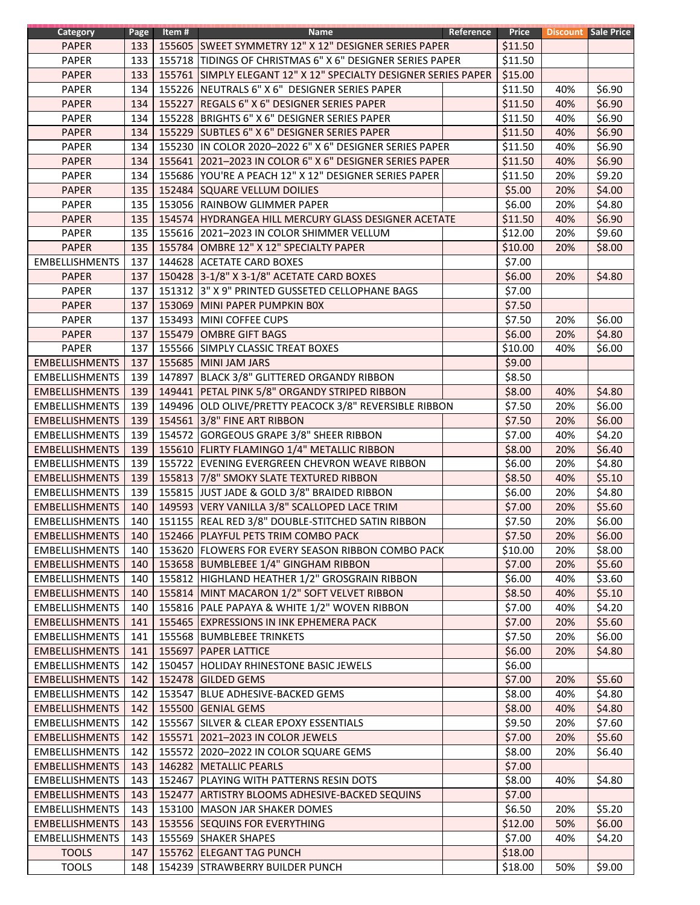| Category | Page | Item # | Name | Reference | Price | Discount | Sale Price |
|---|---|---|---|---|---|---|---|
| PAPER | 133 | 155605 | SWEET SYMMETRY 12" X 12" DESIGNER SERIES PAPER | | $11.50 | | |
| PAPER | 133 | 155718 | TIDINGS OF CHRISTMAS 6" X 6" DESIGNER SERIES PAPER | | $11.50 | | |
| PAPER | 133 | 155761 | SIMPLY ELEGANT 12" X 12" SPECIALTY DESIGNER SERIES PAPER | | $15.00 | | |
| PAPER | 134 | 155226 | NEUTRALS 6" X 6" DESIGNER SERIES PAPER | | $11.50 | 40% | $6.90 |
| PAPER | 134 | 155227 | REGALS 6" X 6" DESIGNER SERIES PAPER | | $11.50 | 40% | $6.90 |
| PAPER | 134 | 155228 | BRIGHTS 6" X 6" DESIGNER SERIES PAPER | | $11.50 | 40% | $6.90 |
| PAPER | 134 | 155229 | SUBTLES 6" X 6" DESIGNER SERIES PAPER | | $11.50 | 40% | $6.90 |
| PAPER | 134 | 155230 | IN COLOR 2020–2022 6" X 6" DESIGNER SERIES PAPER | | $11.50 | 40% | $6.90 |
| PAPER | 134 | 155641 | 2021–2023 IN COLOR 6" X 6" DESIGNER SERIES PAPER | | $11.50 | 40% | $6.90 |
| PAPER | 134 | 155686 | YOU'RE A PEACH 12" X 12" DESIGNER SERIES PAPER | | $11.50 | 20% | $9.20 |
| PAPER | 135 | 152484 | SQUARE VELLUM DOILIES | | $5.00 | 20% | $4.00 |
| PAPER | 135 | 153056 | RAINBOW GLIMMER PAPER | | $6.00 | 20% | $4.80 |
| PAPER | 135 | 154574 | HYDRANGEA HILL MERCURY GLASS DESIGNER ACETATE | | $11.50 | 40% | $6.90 |
| PAPER | 135 | 155616 | 2021–2023 IN COLOR SHIMMER VELLUM | | $12.00 | 20% | $9.60 |
| PAPER | 135 | 155784 | OMBRE 12" X 12" SPECIALTY PAPER | | $10.00 | 20% | $8.00 |
| EMBELLISHMENTS | 137 | 144628 | ACETATE CARD BOXES | | $7.00 | | |
| PAPER | 137 | 150428 | 3-1/8" X 3-1/8" ACETATE CARD BOXES | | $6.00 | 20% | $4.80 |
| PAPER | 137 | 151312 | 3" X 9" PRINTED GUSSETED CELLOPHANE BAGS | | $7.00 | | |
| PAPER | 137 | 153069 | MINI PAPER PUMPKIN BOX | | $7.50 | | |
| PAPER | 137 | 153493 | MINI COFFEE CUPS | | $7.50 | 20% | $6.00 |
| PAPER | 137 | 155479 | OMBRE GIFT BAGS | | $6.00 | 20% | $4.80 |
| PAPER | 137 | 155566 | SIMPLY CLASSIC TREAT BOXES | | $10.00 | 40% | $6.00 |
| EMBELLISHMENTS | 137 | 155685 | MINI JAM JARS | | $9.00 | | |
| EMBELLISHMENTS | 139 | 147897 | BLACK 3/8" GLITTERED ORGANDY RIBBON | | $8.50 | | |
| EMBELLISHMENTS | 139 | 149441 | PETAL PINK 5/8" ORGANDY STRIPED RIBBON | | $8.00 | 40% | $4.80 |
| EMBELLISHMENTS | 139 | 149496 | OLD OLIVE/PRETTY PEACOCK 3/8" REVERSIBLE RIBBON | | $7.50 | 20% | $6.00 |
| EMBELLISHMENTS | 139 | 154561 | 3/8" FINE ART RIBBON | | $7.50 | 20% | $6.00 |
| EMBELLISHMENTS | 139 | 154572 | GORGEOUS GRAPE 3/8" SHEER RIBBON | | $7.00 | 40% | $4.20 |
| EMBELLISHMENTS | 139 | 155610 | FLIRTY FLAMINGO 1/4" METALLIC RIBBON | | $8.00 | 20% | $6.40 |
| EMBELLISHMENTS | 139 | 155722 | EVENING EVERGREEN CHEVRON WEAVE RIBBON | | $6.00 | 20% | $4.80 |
| EMBELLISHMENTS | 139 | 155813 | 7/8" SMOKY SLATE TEXTURED RIBBON | | $8.50 | 40% | $5.10 |
| EMBELLISHMENTS | 139 | 155815 | JUST JADE & GOLD 3/8" BRAIDED RIBBON | | $6.00 | 20% | $4.80 |
| EMBELLISHMENTS | 140 | 149593 | VERY VANILLA 3/8" SCALLOPED LACE TRIM | | $7.00 | 20% | $5.60 |
| EMBELLISHMENTS | 140 | 151155 | REAL RED 3/8" DOUBLE-STITCHED SATIN RIBBON | | $7.50 | 20% | $6.00 |
| EMBELLISHMENTS | 140 | 152466 | PLAYFUL PETS TRIM COMBO PACK | | $7.50 | 20% | $6.00 |
| EMBELLISHMENTS | 140 | 153620 | FLOWERS FOR EVERY SEASON RIBBON COMBO PACK | | $10.00 | 20% | $8.00 |
| EMBELLISHMENTS | 140 | 153658 | BUMBLEBEE 1/4" GINGHAM RIBBON | | $7.00 | 20% | $5.60 |
| EMBELLISHMENTS | 140 | 155812 | HIGHLAND HEATHER 1/2" GROSGRAIN RIBBON | | $6.00 | 40% | $3.60 |
| EMBELLISHMENTS | 140 | 155814 | MINT MACARON 1/2" SOFT VELVET RIBBON | | $8.50 | 40% | $5.10 |
| EMBELLISHMENTS | 140 | 155816 | PALE PAPAYA & WHITE 1/2" WOVEN RIBBON | | $7.00 | 40% | $4.20 |
| EMBELLISHMENTS | 141 | 155465 | EXPRESSIONS IN INK EPHEMERA PACK | | $7.00 | 20% | $5.60 |
| EMBELLISHMENTS | 141 | 155568 | BUMBLEBEE TRINKETS | | $7.50 | 20% | $6.00 |
| EMBELLISHMENTS | 141 | 155697 | PAPER LATTICE | | $6.00 | 20% | $4.80 |
| EMBELLISHMENTS | 142 | 150457 | HOLIDAY RHINESTONE BASIC JEWELS | | $6.00 | | |
| EMBELLISHMENTS | 142 | 152478 | GILDED GEMS | | $7.00 | 20% | $5.60 |
| EMBELLISHMENTS | 142 | 153547 | BLUE ADHESIVE-BACKED GEMS | | $8.00 | 40% | $4.80 |
| EMBELLISHMENTS | 142 | 155500 | GENIAL GEMS | | $8.00 | 40% | $4.80 |
| EMBELLISHMENTS | 142 | 155567 | SILVER & CLEAR EPOXY ESSENTIALS | | $9.50 | 20% | $7.60 |
| EMBELLISHMENTS | 142 | 155571 | 2021–2023 IN COLOR JEWELS | | $7.00 | 20% | $5.60 |
| EMBELLISHMENTS | 142 | 155572 | 2020–2022 IN COLOR SQUARE GEMS | | $8.00 | 20% | $6.40 |
| EMBELLISHMENTS | 143 | 146282 | METALLIC PEARLS | | $7.00 | | |
| EMBELLISHMENTS | 143 | 152467 | PLAYING WITH PATTERNS RESIN DOTS | | $8.00 | 40% | $4.80 |
| EMBELLISHMENTS | 143 | 152477 | ARTISTRY BLOOMS ADHESIVE-BACKED SEQUINS | | $7.00 | | |
| EMBELLISHMENTS | 143 | 153100 | MASON JAR SHAKER DOMES | | $6.50 | 20% | $5.20 |
| EMBELLISHMENTS | 143 | 153556 | SEQUINS FOR EVERYTHING | | $12.00 | 50% | $6.00 |
| EMBELLISHMENTS | 143 | 155569 | SHAKER SHAPES | | $7.00 | 40% | $4.20 |
| TOOLS | 147 | 155762 | ELEGANT TAG PUNCH | | $18.00 | | |
| TOOLS | 148 | 154239 | STRAWBERRY BUILDER PUNCH | | $18.00 | 50% | $9.00 |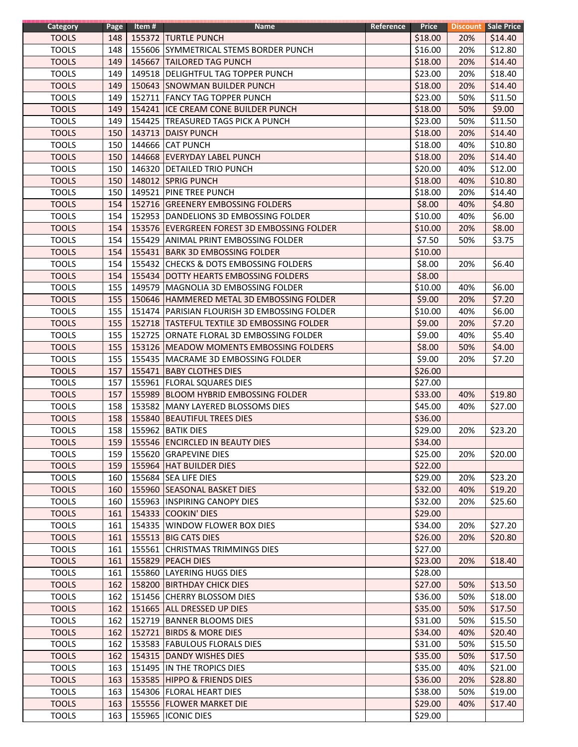| Category | Page | Item # | Name | Reference | Price | Discount | Sale Price |
|---|---|---|---|---|---|---|---|
| TOOLS | 148 | 155372 | TURTLE PUNCH | | $18.00 | 20% | $14.40 |
| TOOLS | 148 | 155606 | SYMMETRICAL STEMS BORDER PUNCH | | $16.00 | 20% | $12.80 |
| TOOLS | 149 | 145667 | TAILORED TAG PUNCH | | $18.00 | 20% | $14.40 |
| TOOLS | 149 | 149518 | DELIGHTFUL TAG TOPPER PUNCH | | $23.00 | 20% | $18.40 |
| TOOLS | 149 | 150643 | SNOWMAN BUILDER PUNCH | | $18.00 | 20% | $14.40 |
| TOOLS | 149 | 152711 | FANCY TAG TOPPER PUNCH | | $23.00 | 50% | $11.50 |
| TOOLS | 149 | 154241 | ICE CREAM CONE BUILDER PUNCH | | $18.00 | 50% | $9.00 |
| TOOLS | 149 | 154425 | TREASURED TAGS PICK A PUNCH | | $23.00 | 50% | $11.50 |
| TOOLS | 150 | 143713 | DAISY PUNCH | | $18.00 | 20% | $14.40 |
| TOOLS | 150 | 144666 | CAT PUNCH | | $18.00 | 40% | $10.80 |
| TOOLS | 150 | 144668 | EVERYDAY LABEL PUNCH | | $18.00 | 20% | $14.40 |
| TOOLS | 150 | 146320 | DETAILED TRIO PUNCH | | $20.00 | 40% | $12.00 |
| TOOLS | 150 | 148012 | SPRIG PUNCH | | $18.00 | 40% | $10.80 |
| TOOLS | 150 | 149521 | PINE TREE PUNCH | | $18.00 | 20% | $14.40 |
| TOOLS | 154 | 152716 | GREENERY EMBOSSING FOLDERS | | $8.00 | 40% | $4.80 |
| TOOLS | 154 | 152953 | DANDELIONS 3D EMBOSSING FOLDER | | $10.00 | 40% | $6.00 |
| TOOLS | 154 | 153576 | EVERGREEN FOREST 3D EMBOSSING FOLDER | | $10.00 | 20% | $8.00 |
| TOOLS | 154 | 155429 | ANIMAL PRINT EMBOSSING FOLDER | | $7.50 | 50% | $3.75 |
| TOOLS | 154 | 155431 | BARK 3D EMBOSSING FOLDER | | $10.00 | | |
| TOOLS | 154 | 155432 | CHECKS & DOTS EMBOSSING FOLDERS | | $8.00 | 20% | $6.40 |
| TOOLS | 154 | 155434 | DOTTY HEARTS EMBOSSING FOLDERS | | $8.00 | | |
| TOOLS | 155 | 149579 | MAGNOLIA 3D EMBOSSING FOLDER | | $10.00 | 40% | $6.00 |
| TOOLS | 155 | 150646 | HAMMERED METAL 3D EMBOSSING FOLDER | | $9.00 | 20% | $7.20 |
| TOOLS | 155 | 151474 | PARISIAN FLOURISH 3D EMBOSSING FOLDER | | $10.00 | 40% | $6.00 |
| TOOLS | 155 | 152718 | TASTEFUL TEXTILE 3D EMBOSSING FOLDER | | $9.00 | 20% | $7.20 |
| TOOLS | 155 | 152725 | ORNATE FLORAL 3D EMBOSSING FOLDER | | $9.00 | 40% | $5.40 |
| TOOLS | 155 | 153126 | MEADOW MOMENTS EMBOSSING FOLDERS | | $8.00 | 50% | $4.00 |
| TOOLS | 155 | 155435 | MACRAME 3D EMBOSSING FOLDER | | $9.00 | 20% | $7.20 |
| TOOLS | 157 | 155471 | BABY CLOTHES DIES | | $26.00 | | |
| TOOLS | 157 | 155961 | FLORAL SQUARES DIES | | $27.00 | | |
| TOOLS | 157 | 155989 | BLOOM HYBRID EMBOSSING FOLDER | | $33.00 | 40% | $19.80 |
| TOOLS | 158 | 153582 | MANY LAYERED BLOSSOMS DIES | | $45.00 | 40% | $27.00 |
| TOOLS | 158 | 155840 | BEAUTIFUL TREES DIES | | $36.00 | | |
| TOOLS | 158 | 155962 | BATIK DIES | | $29.00 | 20% | $23.20 |
| TOOLS | 159 | 155546 | ENCIRCLED IN BEAUTY DIES | | $34.00 | | |
| TOOLS | 159 | 155620 | GRAPEVINE DIES | | $25.00 | 20% | $20.00 |
| TOOLS | 159 | 155964 | HAT BUILDER DIES | | $22.00 | | |
| TOOLS | 160 | 155684 | SEA LIFE DIES | | $29.00 | 20% | $23.20 |
| TOOLS | 160 | 155960 | SEASONAL BASKET DIES | | $32.00 | 40% | $19.20 |
| TOOLS | 160 | 155963 | INSPIRING CANOPY DIES | | $32.00 | 20% | $25.60 |
| TOOLS | 161 | 154333 | COOKIN' DIES | | $29.00 | | |
| TOOLS | 161 | 154335 | WINDOW FLOWER BOX DIES | | $34.00 | 20% | $27.20 |
| TOOLS | 161 | 155513 | BIG CATS DIES | | $26.00 | 20% | $20.80 |
| TOOLS | 161 | 155561 | CHRISTMAS TRIMMINGS DIES | | $27.00 | | |
| TOOLS | 161 | 155829 | PEACH DIES | | $23.00 | 20% | $18.40 |
| TOOLS | 161 | 155860 | LAYERING HUGS DIES | | $28.00 | | |
| TOOLS | 162 | 158200 | BIRTHDAY CHICK DIES | | $27.00 | 50% | $13.50 |
| TOOLS | 162 | 151456 | CHERRY BLOSSOM DIES | | $36.00 | 50% | $18.00 |
| TOOLS | 162 | 151665 | ALL DRESSED UP DIES | | $35.00 | 50% | $17.50 |
| TOOLS | 162 | 152719 | BANNER BLOOMS DIES | | $31.00 | 50% | $15.50 |
| TOOLS | 162 | 152721 | BIRDS & MORE DIES | | $34.00 | 40% | $20.40 |
| TOOLS | 162 | 153583 | FABULOUS FLORALS DIES | | $31.00 | 50% | $15.50 |
| TOOLS | 162 | 154315 | DANDY WISHES DIES | | $35.00 | 50% | $17.50 |
| TOOLS | 163 | 151495 | IN THE TROPICS DIES | | $35.00 | 40% | $21.00 |
| TOOLS | 163 | 153585 | HIPPO & FRIENDS DIES | | $36.00 | 20% | $28.80 |
| TOOLS | 163 | 154306 | FLORAL HEART DIES | | $38.00 | 50% | $19.00 |
| TOOLS | 163 | 155556 | FLOWER MARKET DIE | | $29.00 | 40% | $17.40 |
| TOOLS | 163 | 155965 | ICONIC DIES | | $29.00 | | |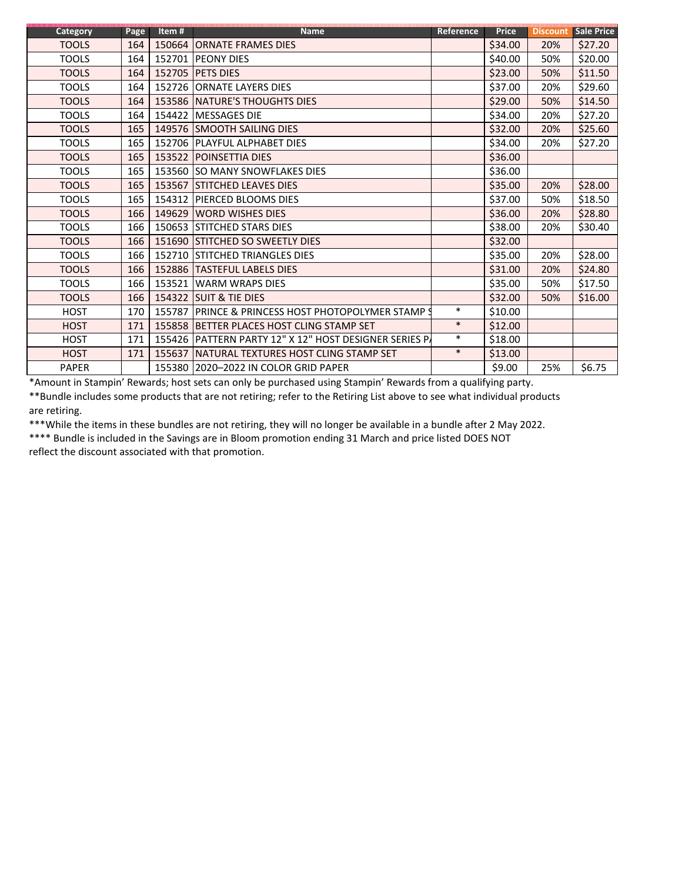| Category | Page | Item # | Name | Reference | Price | Discount | Sale Price |
|---|---|---|---|---|---|---|---|
| TOOLS | 164 | 150664 | ORNATE FRAMES DIES | | $34.00 | 20% | $27.20 |
| TOOLS | 164 | 152701 | PEONY DIES | | $40.00 | 50% | $20.00 |
| TOOLS | 164 | 152705 | PETS DIES | | $23.00 | 50% | $11.50 |
| TOOLS | 164 | 152726 | ORNATE LAYERS DIES | | $37.00 | 20% | $29.60 |
| TOOLS | 164 | 153586 | NATURE'S THOUGHTS DIES | | $29.00 | 50% | $14.50 |
| TOOLS | 164 | 154422 | MESSAGES DIE | | $34.00 | 20% | $27.20 |
| TOOLS | 165 | 149576 | SMOOTH SAILING DIES | | $32.00 | 20% | $25.60 |
| TOOLS | 165 | 152706 | PLAYFUL ALPHABET DIES | | $34.00 | 20% | $27.20 |
| TOOLS | 165 | 153522 | POINSETTIA DIES | | $36.00 | | |
| TOOLS | 165 | 153560 | SO MANY SNOWFLAKES DIES | | $36.00 | | |
| TOOLS | 165 | 153567 | STITCHED LEAVES DIES | | $35.00 | 20% | $28.00 |
| TOOLS | 165 | 154312 | PIERCED BLOOMS DIES | | $37.00 | 50% | $18.50 |
| TOOLS | 166 | 149629 | WORD WISHES DIES | | $36.00 | 20% | $28.80 |
| TOOLS | 166 | 150653 | STITCHED STARS DIES | | $38.00 | 20% | $30.40 |
| TOOLS | 166 | 151690 | STITCHED SO SWEETLY DIES | | $32.00 | | |
| TOOLS | 166 | 152710 | STITCHED TRIANGLES DIES | | $35.00 | 20% | $28.00 |
| TOOLS | 166 | 152886 | TASTEFUL LABELS DIES | | $31.00 | 20% | $24.80 |
| TOOLS | 166 | 153521 | WARM WRAPS DIES | | $35.00 | 50% | $17.50 |
| TOOLS | 166 | 154322 | SUIT & TIE DIES | | $32.00 | 50% | $16.00 |
| HOST | 170 | 155787 | PRINCE & PRINCESS HOST PHOTOPOLYMER STAMP S | * | $10.00 | | |
| HOST | 171 | 155858 | BETTER PLACES HOST CLING STAMP SET | * | $12.00 | | |
| HOST | 171 | 155426 | PATTERN PARTY 12" X 12" HOST DESIGNER SERIES P/ | * | $18.00 | | |
| HOST | 171 | 155637 | NATURAL TEXTURES HOST CLING STAMP SET | * | $13.00 | | |
| PAPER | | 155380 | 2020–2022 IN COLOR GRID PAPER | | $9.00 | 25% | $6.75 |

*Amount in Stampin' Rewards; host sets can only be purchased using Stampin' Rewards from a qualifying party.

**Bundle includes some products that are not retiring; refer to the Retiring List above to see what individual products are retiring.

***While the items in these bundles are not retiring, they will no longer be available in a bundle after 2 May 2022.

**** Bundle is included in the Savings are in Bloom promotion ending 31 March and price listed DOES NOT reflect the discount associated with that promotion.